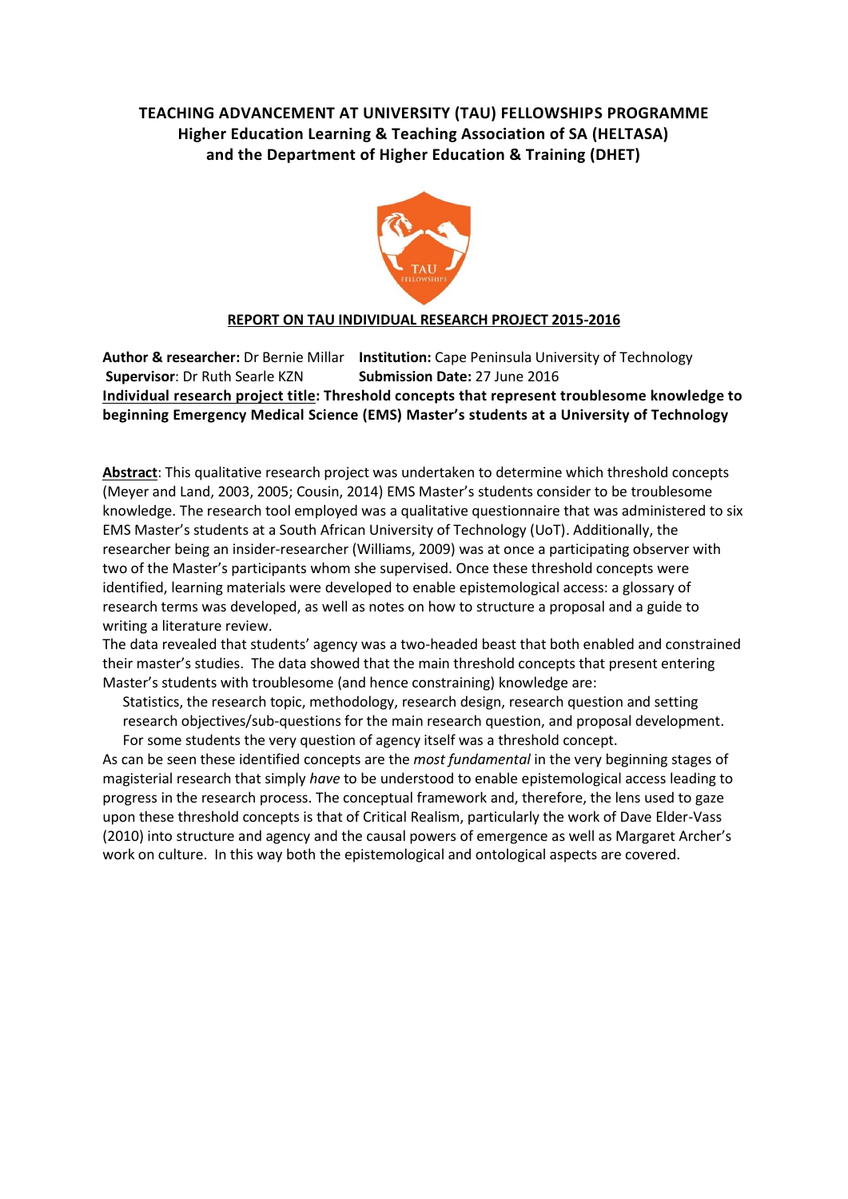# TEACHING ADVANCEMENT AT UNIVERSITY (TAU) FELLOWSHIPS PROGRAMME
## Higher Education Learning & Teaching Association of SA (HELTASA) and the Department of Higher Education & Training (DHET)

**REPORT ON TAU INDIVIDUAL RESEARCH PROJECT 2015-2016**

**Author & researcher:** Dr Bernie Millar **Institution:** Cape Peninsula University of Technology
**Supervisor**: Dr Ruth Searle KZN **Submission Date:** 27 June 2016
**Individual research project title: Threshold concepts that represent troublesome knowledge to beginning Emergency Medical Science (EMS) Master's students at a University of Technology**

**Abstract**: This qualitative research project was undertaken to determine which threshold concepts (Meyer and Land, 2003, 2005; Cousin, 2014) EMS Master's students consider to be troublesome knowledge. The research tool employed was a qualitative questionnaire that was administered to six EMS Master's students at a South African University of Technology (UoT). Additionally, the researcher being an insider-researcher (Williams, 2009) was at once a participating observer with two of the Master's participants whom she supervised. Once these threshold concepts were identified, learning materials were developed to enable epistemological access: a glossary of research terms was developed, as well as notes on how to structure a proposal and a guide to writing a literature review.

The data revealed that students' agency was a two-headed beast that both enabled and constrained their master's studies. The data showed that the main threshold concepts that present entering Master's students with troublesome (and hence constraining) knowledge are:

Statistics, the research topic, methodology, research design, research question and setting research objectives/sub-questions for the main research question, and proposal development. For some students the very question of agency itself was a threshold concept.

As can be seen these identified concepts are the *most fundamental* in the very beginning stages of magisterial research that simply *have* to be understood to enable epistemological access leading to progress in the research process. The conceptual framework and, therefore, the lens used to gaze upon these threshold concepts is that of Critical Realism, particularly the work of Dave Elder-Vass (2010) into structure and agency and the causal powers of emergence as well as Margaret Archer's work on culture. In this way both the epistemological and ontological aspects are covered.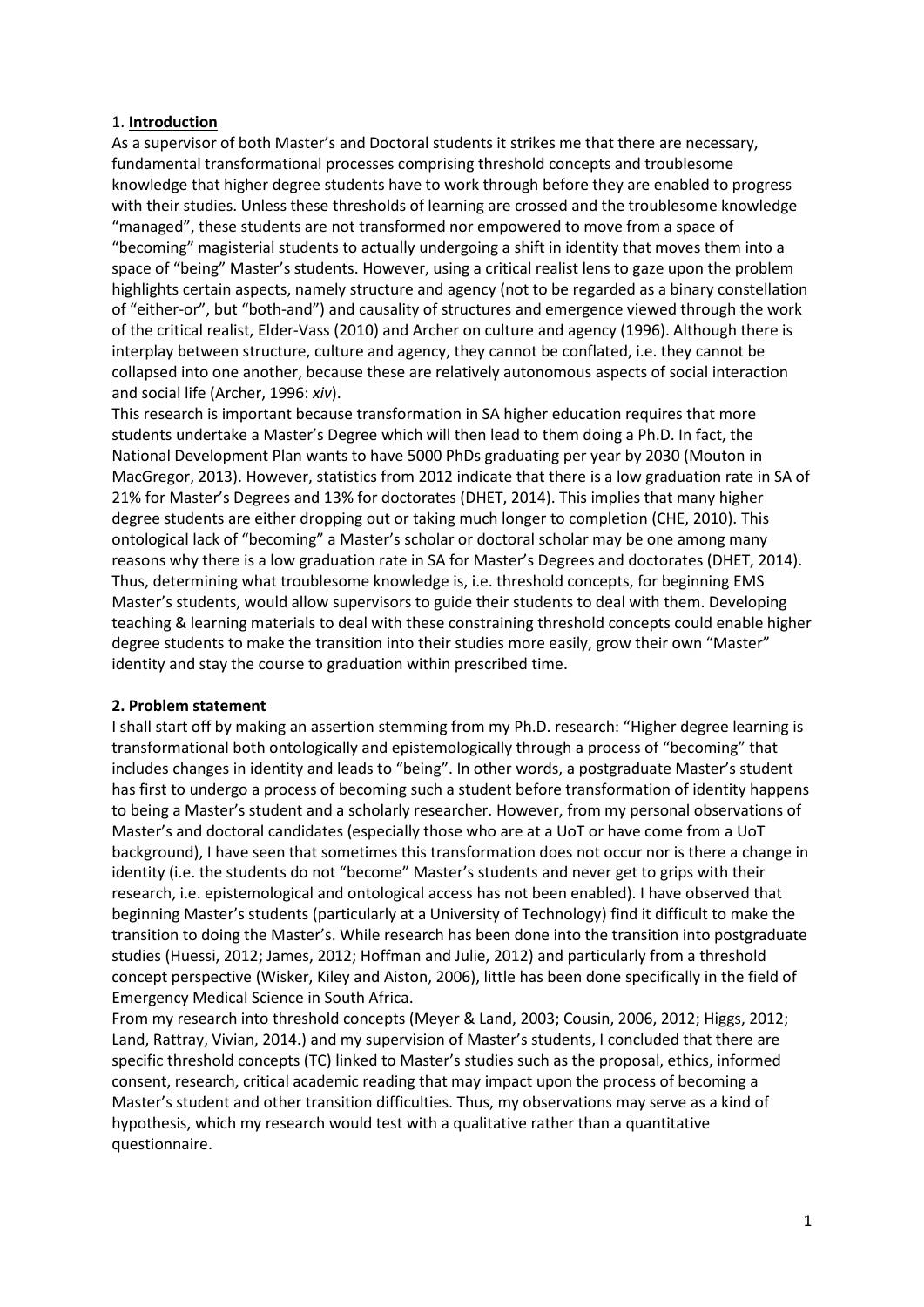## 1. **Introduction**

As a supervisor of both Master's and Doctoral students it strikes me that there are necessary, fundamental transformational processes comprising threshold concepts and troublesome knowledge that higher degree students have to work through before they are enabled to progress with their studies. Unless these thresholds of learning are crossed and the troublesome knowledge "managed", these students are not transformed nor empowered to move from a space of "becoming" magisterial students to actually undergoing a shift in identity that moves them into a space of "being" Master's students. However, using a critical realist lens to gaze upon the problem highlights certain aspects, namely structure and agency (not to be regarded as a binary constellation of "either-or", but "both-and") and causality of structures and emergence viewed through the work of the critical realist, Elder-Vass (2010) and Archer on culture and agency (1996). Although there is interplay between structure, culture and agency, they cannot be conflated, i.e. they cannot be collapsed into one another, because these are relatively autonomous aspects of social interaction and social life (Archer, 1996: *xiv*).

This research is important because transformation in SA higher education requires that more students undertake a Master's Degree which will then lead to them doing a Ph.D. In fact, the National Development Plan wants to have 5000 PhDs graduating per year by 2030 (Mouton in MacGregor, 2013). However, statistics from 2012 indicate that there is a low graduation rate in SA of 21% for Master's Degrees and 13% for doctorates (DHET, 2014). This implies that many higher degree students are either dropping out or taking much longer to completion (CHE, 2010). This ontological lack of "becoming" a Master's scholar or doctoral scholar may be one among many reasons why there is a low graduation rate in SA for Master's Degrees and doctorates (DHET, 2014). Thus, determining what troublesome knowledge is, i.e. threshold concepts, for beginning EMS Master's students, would allow supervisors to guide their students to deal with them. Developing teaching & learning materials to deal with these constraining threshold concepts could enable higher degree students to make the transition into their studies more easily, grow their own "Master" identity and stay the course to graduation within prescribed time.

## **2. Problem statement**

I shall start off by making an assertion stemming from my Ph.D. research: "Higher degree learning is transformational both ontologically and epistemologically through a process of "becoming" that includes changes in identity and leads to "being". In other words, a postgraduate Master's student has first to undergo a process of becoming such a student before transformation of identity happens to being a Master's student and a scholarly researcher. However, from my personal observations of Master's and doctoral candidates (especially those who are at a UoT or have come from a UoT background), I have seen that sometimes this transformation does not occur nor is there a change in identity (i.e. the students do not "become" Master's students and never get to grips with their research, i.e. epistemological and ontological access has not been enabled). I have observed that beginning Master's students (particularly at a University of Technology) find it difficult to make the transition to doing the Master's. While research has been done into the transition into postgraduate studies (Huessi, 2012; James, 2012; Hoffman and Julie, 2012) and particularly from a threshold concept perspective (Wisker, Kiley and Aiston, 2006), little has been done specifically in the field of Emergency Medical Science in South Africa.

From my research into threshold concepts (Meyer & Land, 2003; Cousin, 2006, 2012; Higgs, 2012; Land, Rattray, Vivian, 2014.) and my supervision of Master's students, I concluded that there are specific threshold concepts (TC) linked to Master's studies such as the proposal, ethics, informed consent, research, critical academic reading that may impact upon the process of becoming a Master's student and other transition difficulties. Thus, my observations may serve as a kind of hypothesis, which my research would test with a qualitative rather than a quantitative questionnaire.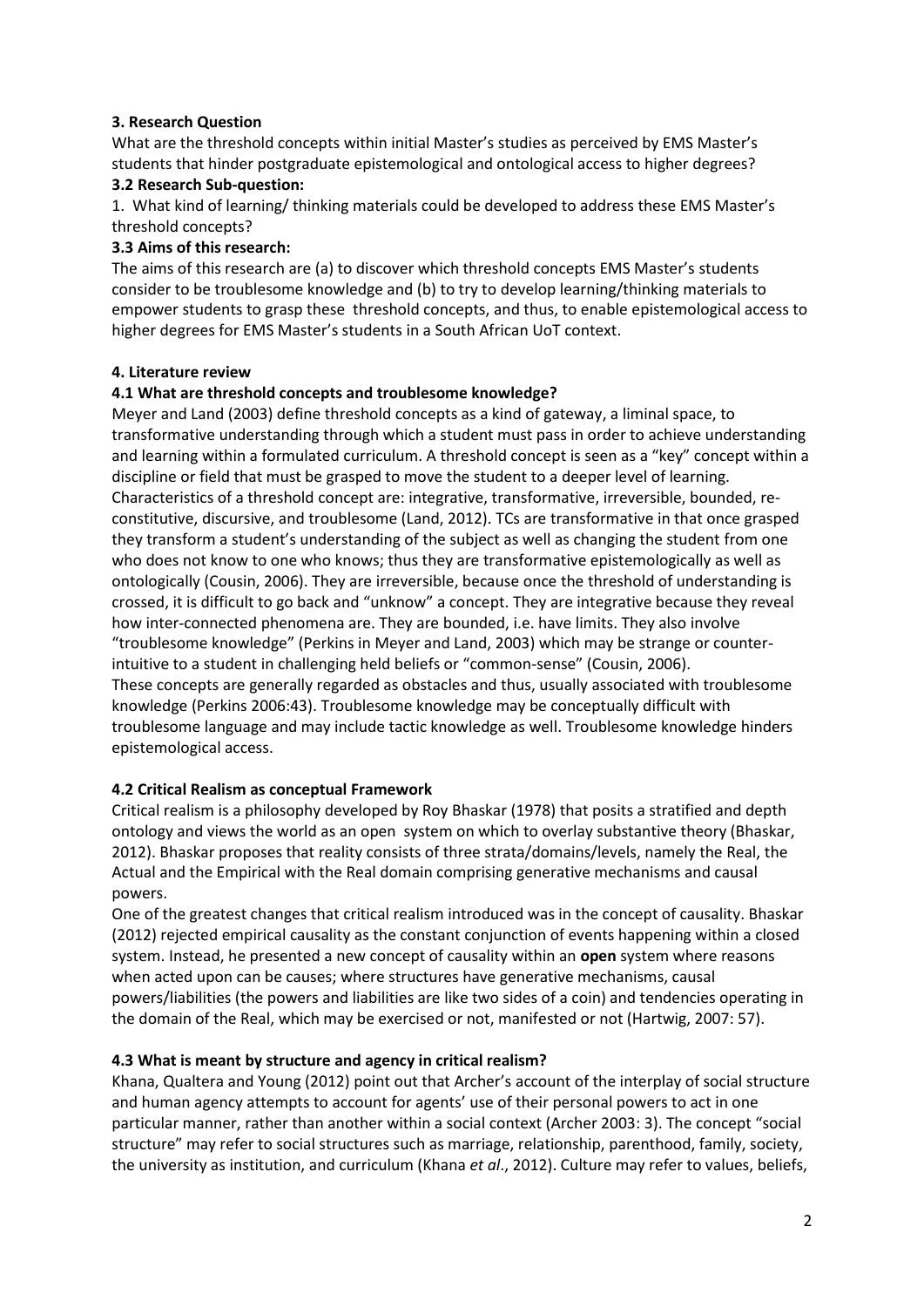### 3. Research Question

What are the threshold concepts within initial Master's studies as perceived by EMS Master's students that hinder postgraduate epistemological and ontological access to higher degrees?

### 3.2 Research Sub-question:

1. What kind of learning/ thinking materials could be developed to address these EMS Master's threshold concepts?

### 3.3 Aims of this research:

The aims of this research are (a) to discover which threshold concepts EMS Master's students consider to be troublesome knowledge and (b) to try to develop learning/thinking materials to empower students to grasp these threshold concepts, and thus, to enable epistemological access to higher degrees for EMS Master's students in a South African UoT context.

### 4. Literature review

### 4.1 What are threshold concepts and troublesome knowledge?

Meyer and Land (2003) define threshold concepts as a kind of gateway, a liminal space, to transformative understanding through which a student must pass in order to achieve understanding and learning within a formulated curriculum. A threshold concept is seen as a "key" concept within a discipline or field that must be grasped to move the student to a deeper level of learning. Characteristics of a threshold concept are: integrative, transformative, irreversible, bounded, re-constitutive, discursive, and troublesome (Land, 2012). TCs are transformative in that once grasped they transform a student's understanding of the subject as well as changing the student from one who does not know to one who knows; thus they are transformative epistemologically as well as ontologically (Cousin, 2006). They are irreversible, because once the threshold of understanding is crossed, it is difficult to go back and "unknow" a concept. They are integrative because they reveal how inter-connected phenomena are. They are bounded, i.e. have limits. They also involve "troublesome knowledge" (Perkins in Meyer and Land, 2003) which may be strange or counter-intuitive to a student in challenging held beliefs or "common-sense" (Cousin, 2006).

These concepts are generally regarded as obstacles and thus, usually associated with troublesome knowledge (Perkins 2006:43). Troublesome knowledge may be conceptually difficult with troublesome language and may include tactic knowledge as well. Troublesome knowledge hinders epistemological access.

### 4.2 Critical Realism as conceptual Framework

Critical realism is a philosophy developed by Roy Bhaskar (1978) that posits a stratified and depth ontology and views the world as an open system on which to overlay substantive theory (Bhaskar, 2012). Bhaskar proposes that reality consists of three strata/domains/levels, namely the Real, the Actual and the Empirical with the Real domain comprising generative mechanisms and causal powers.

One of the greatest changes that critical realism introduced was in the concept of causality. Bhaskar (2012) rejected empirical causality as the constant conjunction of events happening within a closed system. Instead, he presented a new concept of causality within an **open** system where reasons when acted upon can be causes; where structures have generative mechanisms, causal powers/liabilities (the powers and liabilities are like two sides of a coin) and tendencies operating in the domain of the Real, which may be exercised or not, manifested or not (Hartwig, 2007: 57).

### 4.3 What is meant by structure and agency in critical realism?

Khana, Qualtera and Young (2012) point out that Archer's account of the interplay of social structure and human agency attempts to account for agents' use of their personal powers to act in one particular manner, rather than another within a social context (Archer 2003: 3). The concept "social structure" may refer to social structures such as marriage, relationship, parenthood, family, society, the university as institution, and curriculum (Khana *et al*., 2012). Culture may refer to values, beliefs,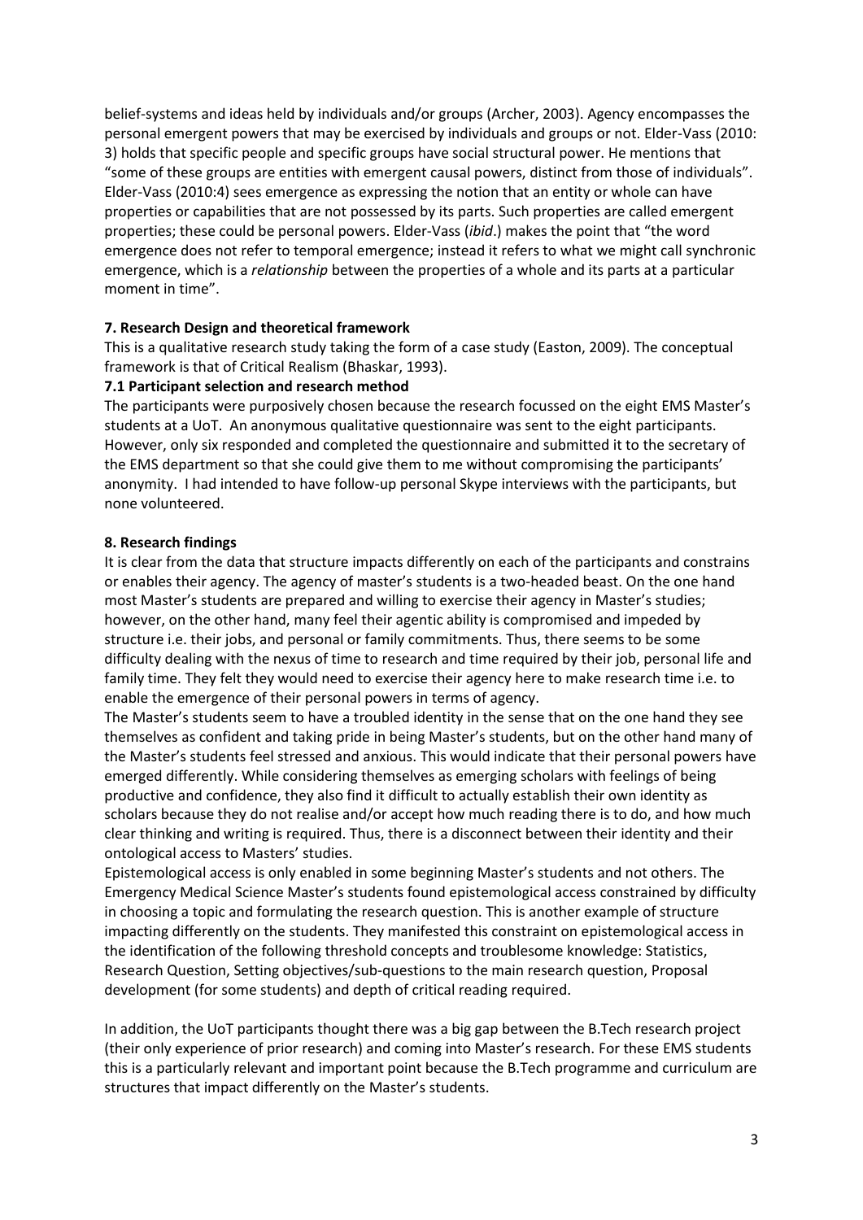belief-systems and ideas held by individuals and/or groups (Archer, 2003). Agency encompasses the personal emergent powers that may be exercised by individuals and groups or not. Elder-Vass (2010: 3) holds that specific people and specific groups have social structural power. He mentions that "some of these groups are entities with emergent causal powers, distinct from those of individuals". Elder-Vass (2010:4) sees emergence as expressing the notion that an entity or whole can have properties or capabilities that are not possessed by its parts. Such properties are called emergent properties; these could be personal powers. Elder-Vass (*ibid*.) makes the point that "the word emergence does not refer to temporal emergence; instead it refers to what we might call synchronic emergence, which is a *relationship* between the properties of a whole and its parts at a particular moment in time".

**7. Research Design and theoretical framework**

This is a qualitative research study taking the form of a case study (Easton, 2009). The conceptual framework is that of Critical Realism (Bhaskar, 1993).

**7.1 Participant selection and research method**

The participants were purposively chosen because the research focussed on the eight EMS Master's students at a UoT. An anonymous qualitative questionnaire was sent to the eight participants. However, only six responded and completed the questionnaire and submitted it to the secretary of the EMS department so that she could give them to me without compromising the participants' anonymity. I had intended to have follow-up personal Skype interviews with the participants, but none volunteered.

**8. Research findings**

It is clear from the data that structure impacts differently on each of the participants and constrains or enables their agency. The agency of master's students is a two-headed beast. On the one hand most Master's students are prepared and willing to exercise their agency in Master's studies; however, on the other hand, many feel their agentic ability is compromised and impeded by structure i.e. their jobs, and personal or family commitments. Thus, there seems to be some difficulty dealing with the nexus of time to research and time required by their job, personal life and family time. They felt they would need to exercise their agency here to make research time i.e. to enable the emergence of their personal powers in terms of agency.

The Master's students seem to have a troubled identity in the sense that on the one hand they see themselves as confident and taking pride in being Master's students, but on the other hand many of the Master's students feel stressed and anxious. This would indicate that their personal powers have emerged differently. While considering themselves as emerging scholars with feelings of being productive and confidence, they also find it difficult to actually establish their own identity as scholars because they do not realise and/or accept how much reading there is to do, and how much clear thinking and writing is required. Thus, there is a disconnect between their identity and their ontological access to Masters' studies.

Epistemological access is only enabled in some beginning Master's students and not others. The Emergency Medical Science Master's students found epistemological access constrained by difficulty in choosing a topic and formulating the research question. This is another example of structure impacting differently on the students. They manifested this constraint on epistemological access in the identification of the following threshold concepts and troublesome knowledge: Statistics, Research Question, Setting objectives/sub-questions to the main research question, Proposal development (for some students) and depth of critical reading required.

In addition, the UoT participants thought there was a big gap between the B.Tech research project (their only experience of prior research) and coming into Master's research. For these EMS students this is a particularly relevant and important point because the B.Tech programme and curriculum are structures that impact differently on the Master's students.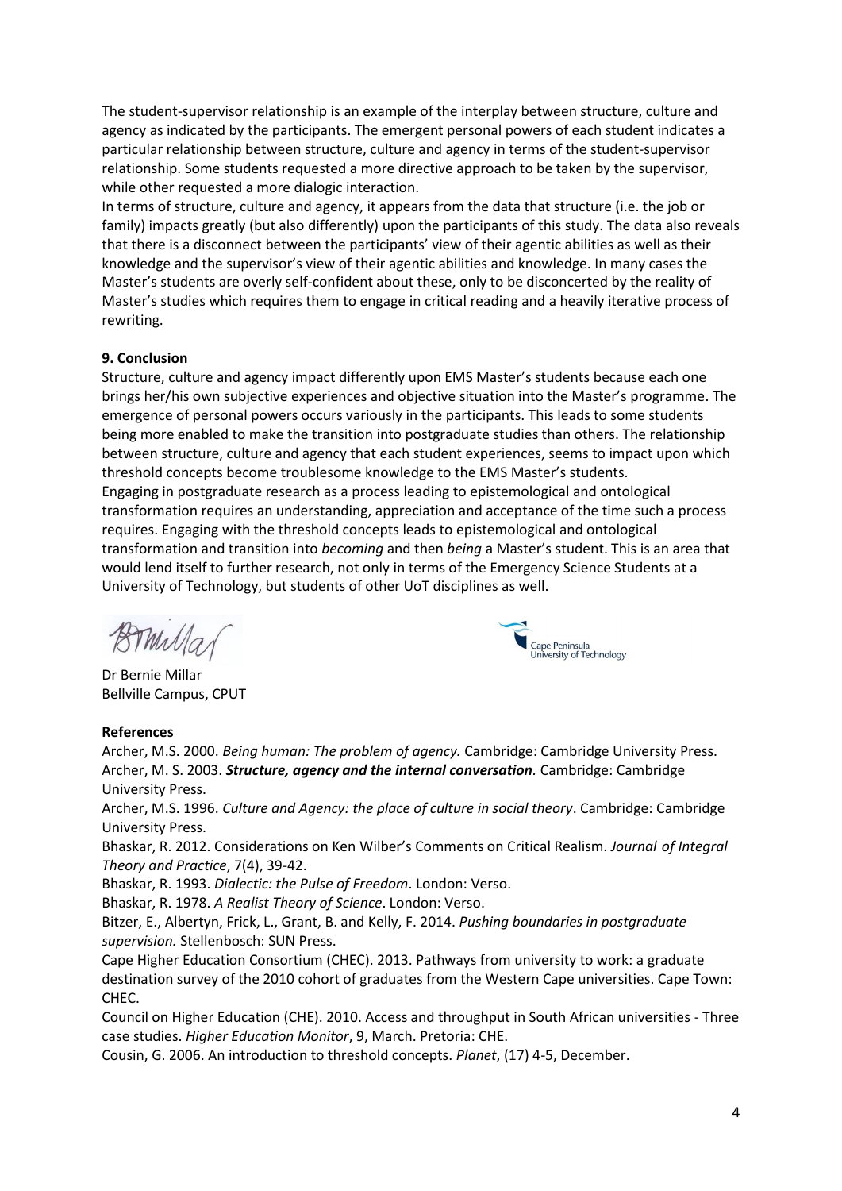The student-supervisor relationship is an example of the interplay between structure, culture and agency as indicated by the participants. The emergent personal powers of each student indicates a particular relationship between structure, culture and agency in terms of the student-supervisor relationship. Some students requested a more directive approach to be taken by the supervisor, while other requested a more dialogic interaction.
In terms of structure, culture and agency, it appears from the data that structure (i.e. the job or family) impacts greatly (but also differently) upon the participants of this study. The data also reveals that there is a disconnect between the participants' view of their agentic abilities as well as their knowledge and the supervisor's view of their agentic abilities and knowledge. In many cases the Master's students are overly self-confident about these, only to be disconcerted by the reality of Master's studies which requires them to engage in critical reading and a heavily iterative process of rewriting.

**9. Conclusion**

Structure, culture and agency impact differently upon EMS Master's students because each one brings her/his own subjective experiences and objective situation into the Master's programme. The emergence of personal powers occurs variously in the participants. This leads to some students being more enabled to make the transition into postgraduate studies than others. The relationship between structure, culture and agency that each student experiences, seems to impact upon which threshold concepts become troublesome knowledge to the EMS Master's students.
Engaging in postgraduate research as a process leading to epistemological and ontological transformation requires an understanding, appreciation and acceptance of the time such a process requires. Engaging with the threshold concepts leads to epistemological and ontological transformation and transition into *becoming* and then *being* a Master's student. This is an area that would lend itself to further research, not only in terms of the Emergency Science Students at a University of Technology, but students of other UoT disciplines as well.

Dr Bernie Millar
Bellville Campus, CPUT

**References**

Archer, M.S. 2000. *Being human: The problem of agency.* Cambridge: Cambridge University Press.
Archer, M. S. 2003. ***Structure, agency and the internal conversation**.* Cambridge: Cambridge University Press.
Archer, M.S. 1996. *Culture and Agency: the place of culture in social theory*. Cambridge: Cambridge University Press.
Bhaskar, R. 2012. Considerations on Ken Wilber's Comments on Critical Realism. *Journal of Integral Theory and Practice*, 7(4), 39-42.
Bhaskar, R. 1993. *Dialectic: the Pulse of Freedom*. London: Verso.
Bhaskar, R. 1978. *A Realist Theory of Science*. London: Verso.
Bitzer, E., Albertyn, Frick, L., Grant, B. and Kelly, F. 2014. *Pushing boundaries in postgraduate supervision.* Stellenbosch: SUN Press.
Cape Higher Education Consortium (CHEC). 2013. Pathways from university to work: a graduate destination survey of the 2010 cohort of graduates from the Western Cape universities. Cape Town: CHEC.
Council on Higher Education (CHE). 2010. Access and throughput in South African universities - Three case studies. *Higher Education Monitor*, 9, March. Pretoria: CHE.
Cousin, G. 2006. An introduction to threshold concepts. *Planet*, (17) 4-5, December.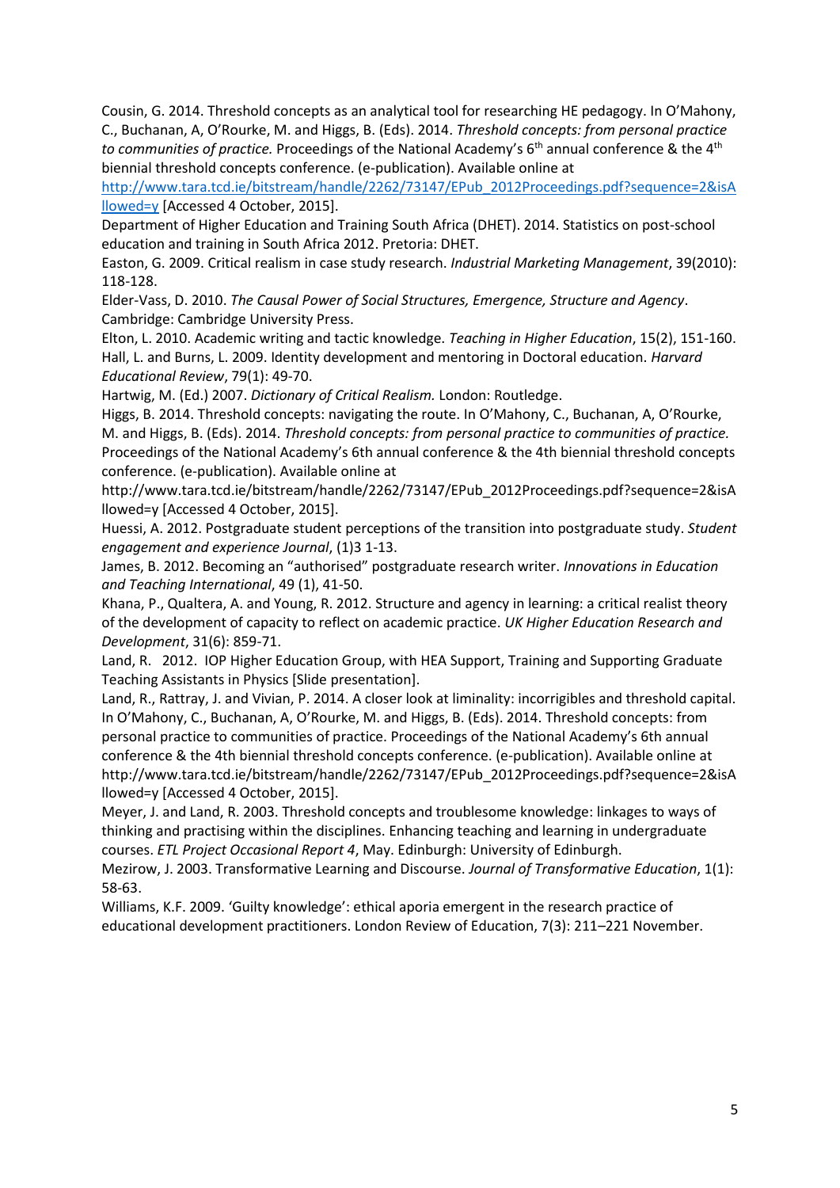Cousin, G. 2014. Threshold concepts as an analytical tool for researching HE pedagogy. In O'Mahony, C., Buchanan, A, O'Rourke, M. and Higgs, B. (Eds). 2014. *Threshold concepts: from personal practice to communities of practice.* Proceedings of the National Academy's 6th annual conference & the 4th biennial threshold concepts conference. (e-publication). Available online at http://www.tara.tcd.ie/bitstream/handle/2262/73147/EPub_2012Proceedings.pdf?sequence=2&isAllowed=y [Accessed 4 October, 2015].

Department of Higher Education and Training South Africa (DHET). 2014. Statistics on post-school education and training in South Africa 2012. Pretoria: DHET.

Easton, G. 2009. Critical realism in case study research. *Industrial Marketing Management*, 39(2010): 118-128.

Elder-Vass, D. 2010. *The Causal Power of Social Structures, Emergence, Structure and Agency*. Cambridge: Cambridge University Press.

Elton, L. 2010. Academic writing and tactic knowledge. *Teaching in Higher Education*, 15(2), 151-160.

Hall, L. and Burns, L. 2009. Identity development and mentoring in Doctoral education. *Harvard Educational Review*, 79(1): 49-70.

Hartwig, M. (Ed.) 2007. *Dictionary of Critical Realism.* London: Routledge.

Higgs, B. 2014. Threshold concepts: navigating the route. In O'Mahony, C., Buchanan, A, O'Rourke, M. and Higgs, B. (Eds). 2014. *Threshold concepts: from personal practice to communities of practice.* Proceedings of the National Academy's 6th annual conference & the 4th biennial threshold concepts conference. (e-publication). Available online at http://www.tara.tcd.ie/bitstream/handle/2262/73147/EPub_2012Proceedings.pdf?sequence=2&isAllowed=y [Accessed 4 October, 2015].

Huessi, A. 2012. Postgraduate student perceptions of the transition into postgraduate study. *Student engagement and experience Journal*, (1)3 1-13.

James, B. 2012. Becoming an "authorised" postgraduate research writer. *Innovations in Education and Teaching International*, 49 (1), 41-50.

Khana, P., Qualtera, A. and Young, R. 2012. Structure and agency in learning: a critical realist theory of the development of capacity to reflect on academic practice. *UK Higher Education Research and Development*, 31(6): 859-71.

Land, R. 2012. IOP Higher Education Group, with HEA Support, Training and Supporting Graduate Teaching Assistants in Physics [Slide presentation].

Land, R., Rattray, J. and Vivian, P. 2014. A closer look at liminality: incorrigibles and threshold capital. In O'Mahony, C., Buchanan, A, O'Rourke, M. and Higgs, B. (Eds). 2014. Threshold concepts: from personal practice to communities of practice. Proceedings of the National Academy's 6th annual conference & the 4th biennial threshold concepts conference. (e-publication). Available online at http://www.tara.tcd.ie/bitstream/handle/2262/73147/EPub_2012Proceedings.pdf?sequence=2&isAllowed=y [Accessed 4 October, 2015].

Meyer, J. and Land, R. 2003. Threshold concepts and troublesome knowledge: linkages to ways of thinking and practising within the disciplines. Enhancing teaching and learning in undergraduate courses. *ETL Project Occasional Report 4*, May. Edinburgh: University of Edinburgh.

Mezirow, J. 2003. Transformative Learning and Discourse. *Journal of Transformative Education*, 1(1): 58-63.

Williams, K.F. 2009. 'Guilty knowledge': ethical aporia emergent in the research practice of educational development practitioners. London Review of Education, 7(3): 211–221 November.